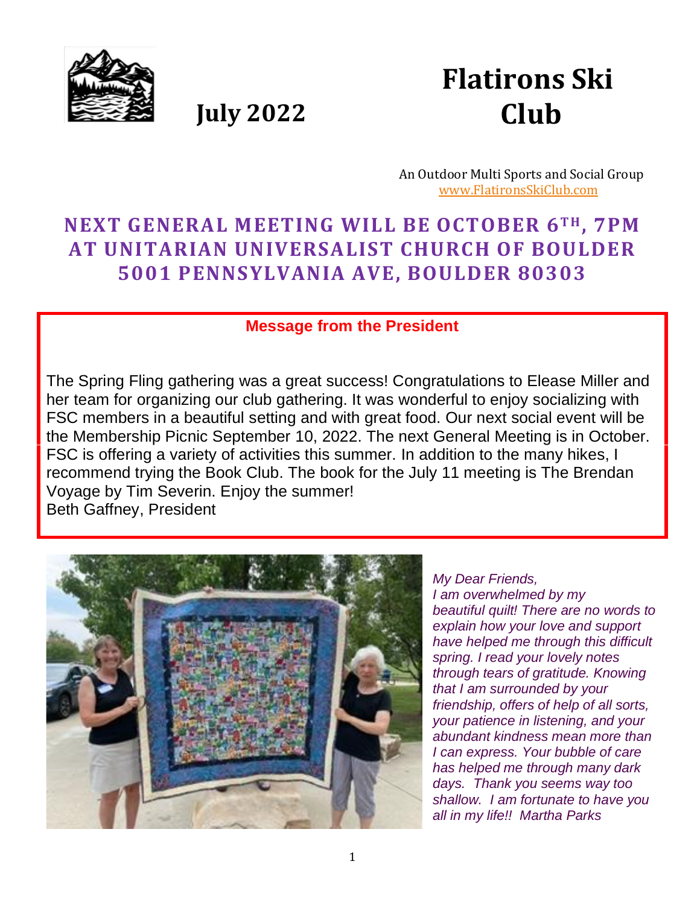# Flatirons Ski Club

**July 2022**

An Outdoor Multi Sports and Social Group
www.FlatironsSkiClub.com

## NEXT GENERAL MEETING WILL BE OCTOBER 6TH, 7PM AT UNITARIAN UNIVERSALIST CHURCH OF BOULDER 5001 PENNSYLVANIA AVE, BOULDER 80303

### Message from the President

The Spring Fling gathering was a great success! Congratulations to Elease Miller and her team for organizing our club gathering. It was wonderful to enjoy socializing with FSC members in a beautiful setting and with great food. Our next social event will be the Membership Picnic September 10, 2022. The next General Meeting is in October. FSC is offering a variety of activities this summer. In addition to the many hikes, I recommend trying the Book Club. The book for the July 11 meeting is The Brendan Voyage by Tim Severin. Enjoy the summer!
Beth Gaffney, President

*My Dear Friends,*
*I am overwhelmed by my beautiful quilt! There are no words to explain how your love and support have helped me through this difficult spring. I read your lovely notes through tears of gratitude. Knowing that I am surrounded by your friendship, offers of help of all sorts, your patience in listening, and your abundant kindness mean more than I can express. Your bubble of care has helped me through many dark days. Thank you seems way too shallow. I am fortunate to have you all in my life!! Martha Parks*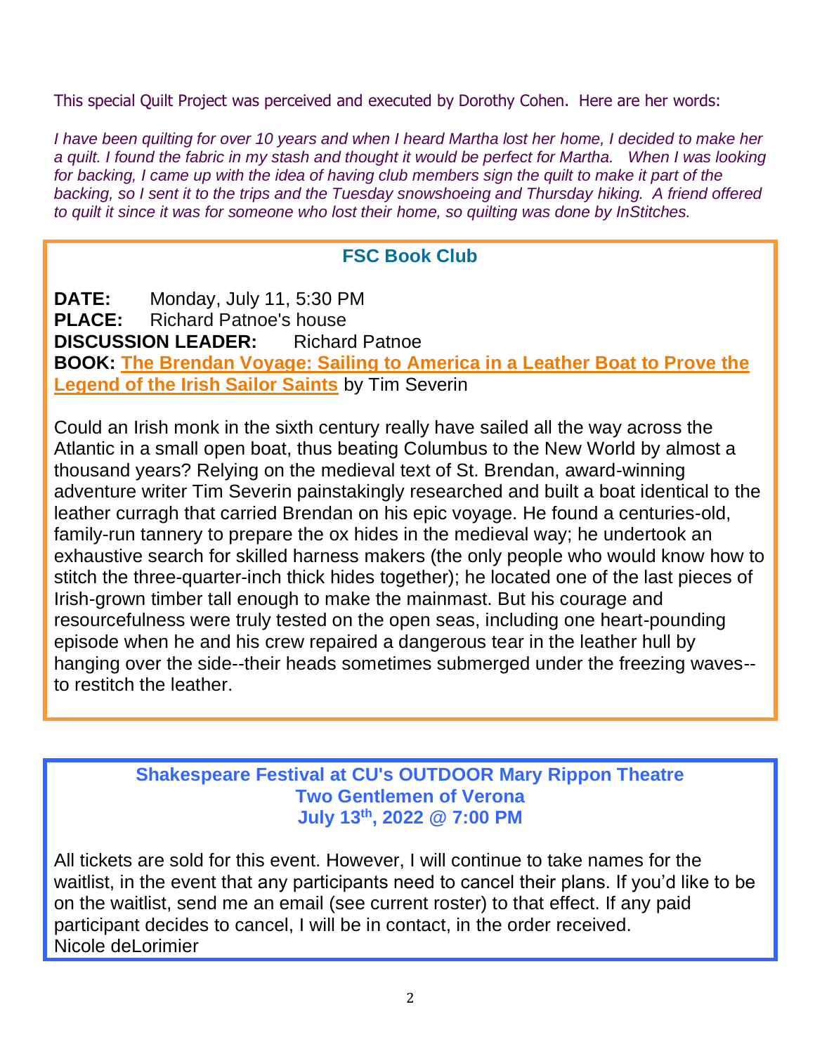This special Quilt Project was perceived and executed by Dorothy Cohen. Here are her words:

*I have been quilting for over 10 years and when I heard Martha lost her home, I decided to make her a quilt. I found the fabric in my stash and thought it would be perfect for Martha. When I was looking for backing, I came up with the idea of having club members sign the quilt to make it part of the backing, so I sent it to the trips and the Tuesday snowshoeing and Thursday hiking. A friend offered to quilt it since it was for someone who lost their home, so quilting was done by InStitches.*

## FSC Book Club

**DATE:** Monday, July 11, 5:30 PM
**PLACE:** Richard Patnoe's house
**DISCUSSION LEADER:** Richard Patnoe
**BOOK:** **The Brendan Voyage: Sailing to America in a Leather Boat to Prove the Legend of the Irish Sailor Saints** by Tim Severin

Could an Irish monk in the sixth century really have sailed all the way across the Atlantic in a small open boat, thus beating Columbus to the New World by almost a thousand years? Relying on the medieval text of St. Brendan, award-winning adventure writer Tim Severin painstakingly researched and built a boat identical to the leather curragh that carried Brendan on his epic voyage. He found a centuries-old, family-run tannery to prepare the ox hides in the medieval way; he undertook an exhaustive search for skilled harness makers (the only people who would know how to stitch the three-quarter-inch thick hides together); he located one of the last pieces of Irish-grown timber tall enough to make the mainmast. But his courage and resourcefulness were truly tested on the open seas, including one heart-pounding episode when he and his crew repaired a dangerous tear in the leather hull by hanging over the side--their heads sometimes submerged under the freezing waves--to restitch the leather.

## Shakespeare Festival at CU's OUTDOOR Mary Rippon Theatre
### Two Gentlemen of Verona
### July 13th, 2022 @ 7:00 PM

All tickets are sold for this event. However, I will continue to take names for the waitlist, in the event that any participants need to cancel their plans. If you'd like to be on the waitlist, send me an email (see current roster) to that effect. If any paid participant decides to cancel, I will be in contact, in the order received.
Nicole deLorimier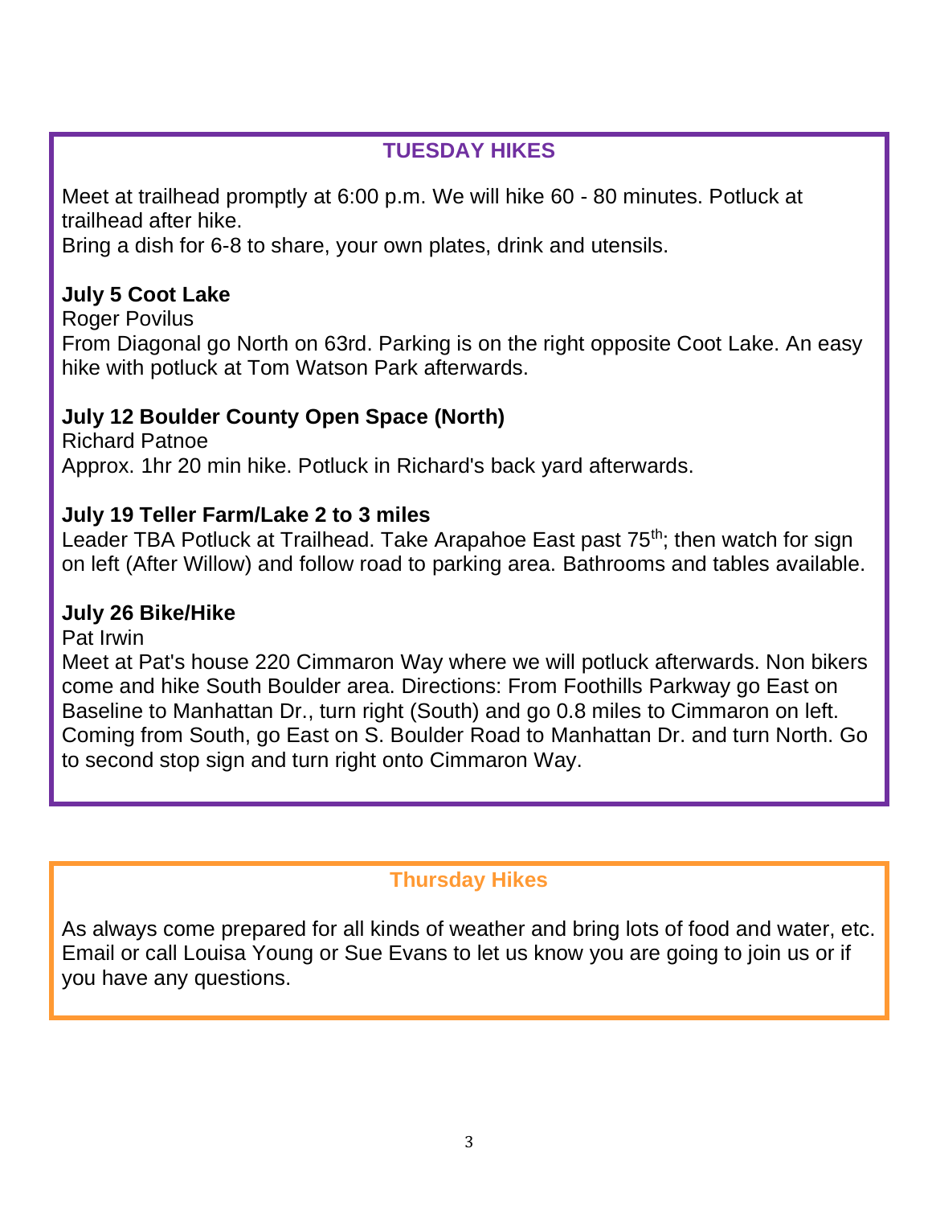## TUESDAY HIKES

Meet at trailhead promptly at 6:00 p.m. We will hike 60 - 80 minutes. Potluck at trailhead after hike.
Bring a dish for 6-8 to share, your own plates, drink and utensils.

**July 5 Coot Lake**
Roger Povilus
From Diagonal go North on 63rd. Parking is on the right opposite Coot Lake. An easy hike with potluck at Tom Watson Park afterwards.

**July 12 Boulder County Open Space (North)**
Richard Patnoe
Approx. 1hr 20 min hike. Potluck in Richard's back yard afterwards.

**July 19 Teller Farm/Lake 2 to 3 miles**
Leader TBA Potluck at Trailhead. Take Arapahoe East past 75th; then watch for sign on left (After Willow) and follow road to parking area. Bathrooms and tables available.

**July 26 Bike/Hike**
Pat Irwin
Meet at Pat's house 220 Cimmaron Way where we will potluck afterwards. Non bikers come and hike South Boulder area. Directions: From Foothills Parkway go East on Baseline to Manhattan Dr., turn right (South) and go 0.8 miles to Cimmaron on left. Coming from South, go East on S. Boulder Road to Manhattan Dr. and turn North. Go to second stop sign and turn right onto Cimmaron Way.

## Thursday Hikes

As always come prepared for all kinds of weather and bring lots of food and water, etc. Email or call Louisa Young or Sue Evans to let us know you are going to join us or if you have any questions.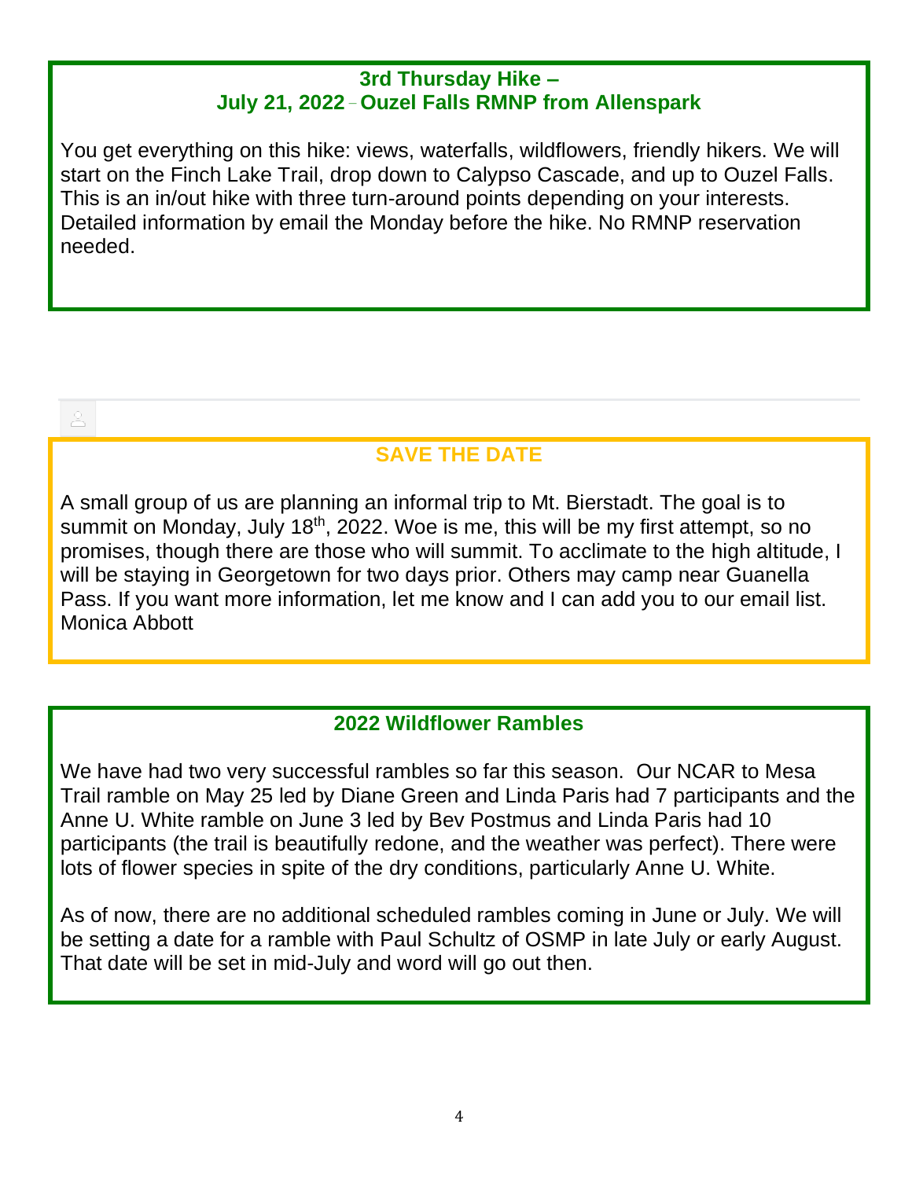## 3rd Thursday Hike – July 21, 2022 – Ouzel Falls RMNP from Allenspark

You get everything on this hike: views, waterfalls, wildflowers, friendly hikers. We will start on the Finch Lake Trail, drop down to Calypso Cascade, and up to Ouzel Falls. This is an in/out hike with three turn-around points depending on your interests. Detailed information by email the Monday before the hike. No RMNP reservation needed.

## SAVE THE DATE

A small group of us are planning an informal trip to Mt. Bierstadt. The goal is to summit on Monday, July 18th, 2022. Woe is me, this will be my first attempt, so no promises, though there are those who will summit. To acclimate to the high altitude, I will be staying in Georgetown for two days prior. Others may camp near Guanella Pass. If you want more information, let me know and I can add you to our email list. Monica Abbott

## 2022 Wildflower Rambles

We have had two very successful rambles so far this season. Our NCAR to Mesa Trail ramble on May 25 led by Diane Green and Linda Paris had 7 participants and the Anne U. White ramble on June 3 led by Bev Postmus and Linda Paris had 10 participants (the trail is beautifully redone, and the weather was perfect). There were lots of flower species in spite of the dry conditions, particularly Anne U. White.

As of now, there are no additional scheduled rambles coming in June or July. We will be setting a date for a ramble with Paul Schultz of OSMP in late July or early August. That date will be set in mid-July and word will go out then.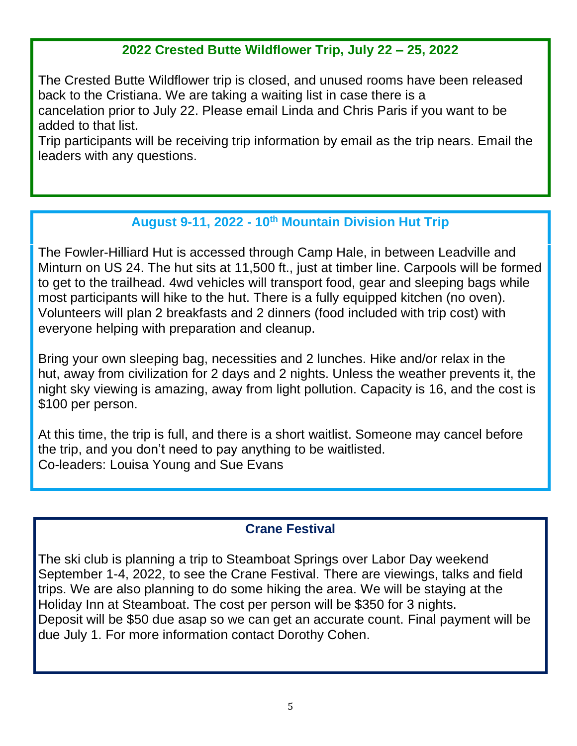## 2022 Crested Butte Wildflower Trip, July 22 – 25, 2022

The Crested Butte Wildflower trip is closed, and unused rooms have been released back to the Cristiana. We are taking a waiting list in case there is a cancelation prior to July 22. Please email Linda and Chris Paris if you want to be added to that list.

Trip participants will be receiving trip information by email as the trip nears. Email the leaders with any questions.

## August 9-11, 2022 - 10th Mountain Division Hut Trip

The Fowler-Hilliard Hut is accessed through Camp Hale, in between Leadville and Minturn on US 24. The hut sits at 11,500 ft., just at timber line. Carpools will be formed to get to the trailhead. 4wd vehicles will transport food, gear and sleeping bags while most participants will hike to the hut. There is a fully equipped kitchen (no oven). Volunteers will plan 2 breakfasts and 2 dinners (food included with trip cost) with everyone helping with preparation and cleanup.

Bring your own sleeping bag, necessities and 2 lunches. Hike and/or relax in the hut, away from civilization for 2 days and 2 nights. Unless the weather prevents it, the night sky viewing is amazing, away from light pollution. Capacity is 16, and the cost is $100 per person.

At this time, the trip is full, and there is a short waitlist. Someone may cancel before the trip, and you don't need to pay anything to be waitlisted.

Co-leaders: Louisa Young and Sue Evans

## Crane Festival

The ski club is planning a trip to Steamboat Springs over Labor Day weekend September 1-4, 2022, to see the Crane Festival. There are viewings, talks and field trips. We are also planning to do some hiking the area. We will be staying at the Holiday Inn at Steamboat. The cost per person will be $350 for 3 nights.

Deposit will be $50 due asap so we can get an accurate count. Final payment will be due July 1. For more information contact Dorothy Cohen.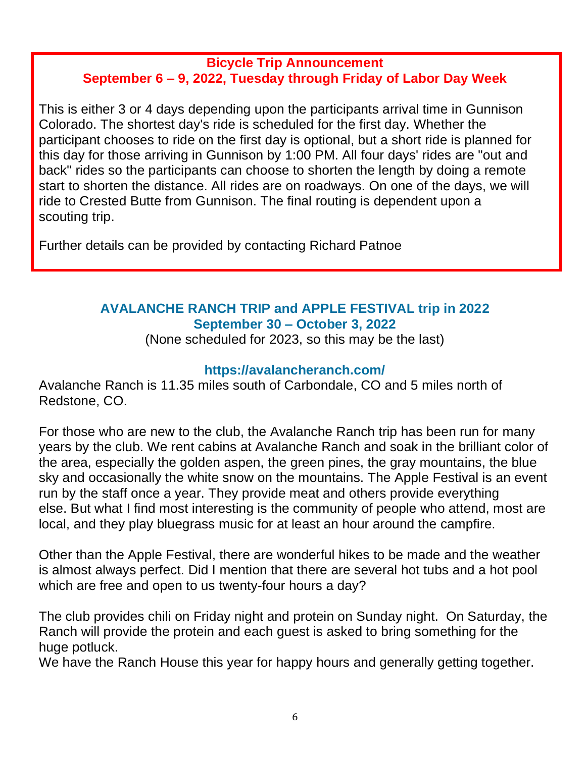## Bicycle Trip Announcement
## September 6 – 9, 2022, Tuesday through Friday of Labor Day Week

This is either 3 or 4 days depending upon the participants arrival time in Gunnison Colorado. The shortest day's ride is scheduled for the first day. Whether the participant chooses to ride on the first day is optional, but a short ride is planned for this day for those arriving in Gunnison by 1:00 PM. All four days' rides are "out and back" rides so the participants can choose to shorten the length by doing a remote start to shorten the distance. All rides are on roadways. On one of the days, we will ride to Crested Butte from Gunnison. The final routing is dependent upon a scouting trip.

Further details can be provided by contacting Richard Patnoe

## AVALANCHE RANCH TRIP and APPLE FESTIVAL trip in 2022
## September 30 – October 3, 2022

(None scheduled for 2023, so this may be the last)

**https://avalancheranch.com/**

Avalanche Ranch is 11.35 miles south of Carbondale, CO and 5 miles north of Redstone, CO.

For those who are new to the club, the Avalanche Ranch trip has been run for many years by the club. We rent cabins at Avalanche Ranch and soak in the brilliant color of the area, especially the golden aspen, the green pines, the gray mountains, the blue sky and occasionally the white snow on the mountains. The Apple Festival is an event run by the staff once a year. They provide meat and others provide everything else. But what I find most interesting is the community of people who attend, most are local, and they play bluegrass music for at least an hour around the campfire.

Other than the Apple Festival, there are wonderful hikes to be made and the weather is almost always perfect. Did I mention that there are several hot tubs and a hot pool which are free and open to us twenty-four hours a day?

The club provides chili on Friday night and protein on Sunday night. On Saturday, the Ranch will provide the protein and each guest is asked to bring something for the huge potluck.
We have the Ranch House this year for happy hours and generally getting together.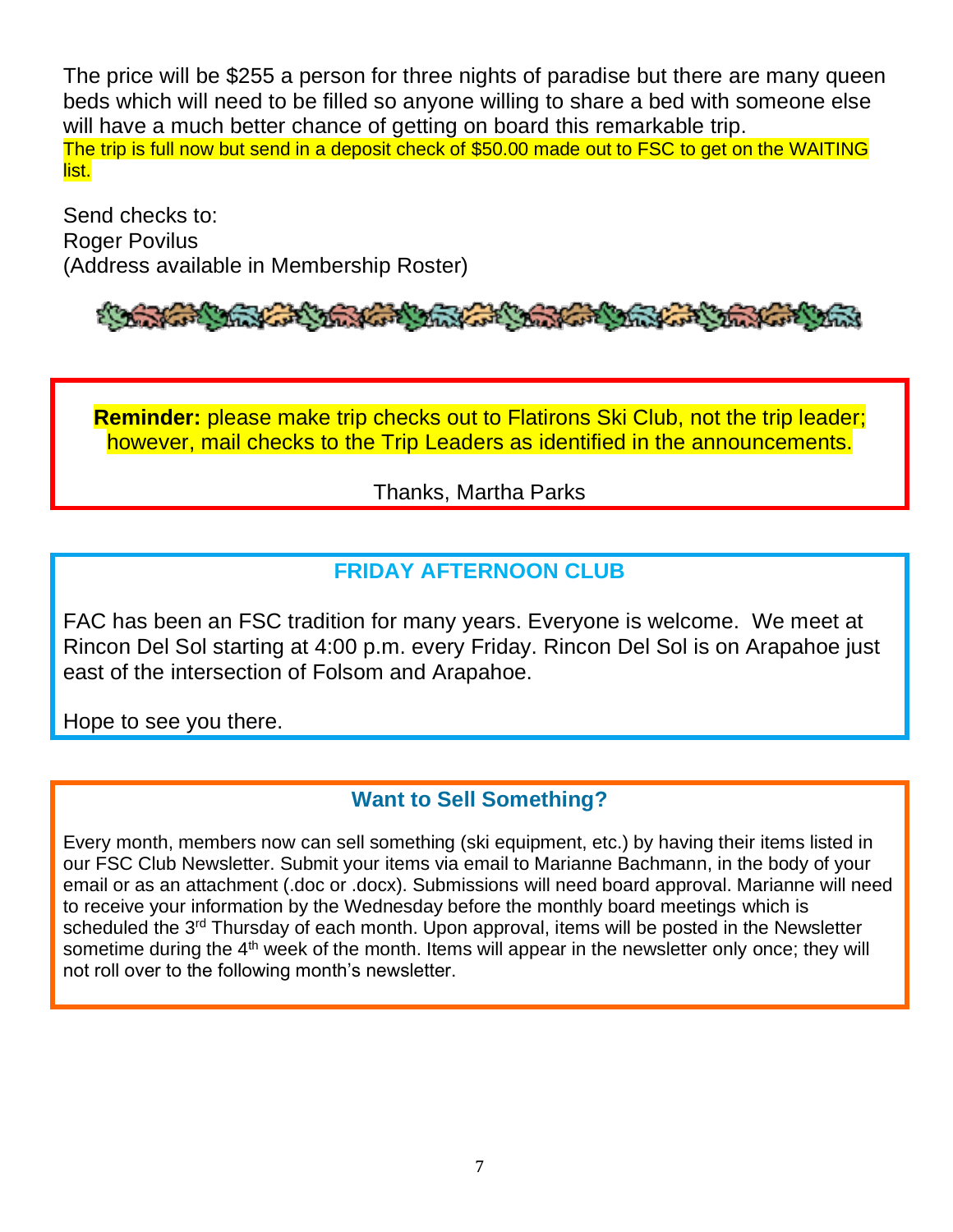The price will be $255 a person for three nights of paradise but there are many queen beds which will need to be filled so anyone willing to share a bed with someone else will have a much better chance of getting on board this remarkable trip.
The trip is full now but send in a deposit check of $50.00 made out to FSC to get on the WAITING list.

Send checks to:
Roger Povilus
(Address available in Membership Roster)

**Reminder:** please make trip checks out to Flatirons Ski Club, not the trip leader; however, mail checks to the Trip Leaders as identified in the announcements.

Thanks, Martha Parks

## FRIDAY AFTERNOON CLUB

FAC has been an FSC tradition for many years. Everyone is welcome. We meet at Rincon Del Sol starting at 4:00 p.m. every Friday. Rincon Del Sol is on Arapahoe just east of the intersection of Folsom and Arapahoe.

Hope to see you there.

## Want to Sell Something?

Every month, members now can sell something (ski equipment, etc.) by having their items listed in our FSC Club Newsletter. Submit your items via email to Marianne Bachmann, in the body of your email or as an attachment (.doc or .docx). Submissions will need board approval. Marianne will need to receive your information by the Wednesday before the monthly board meetings which is scheduled the 3rd Thursday of each month. Upon approval, items will be posted in the Newsletter sometime during the 4th week of the month. Items will appear in the newsletter only once; they will not roll over to the following month's newsletter.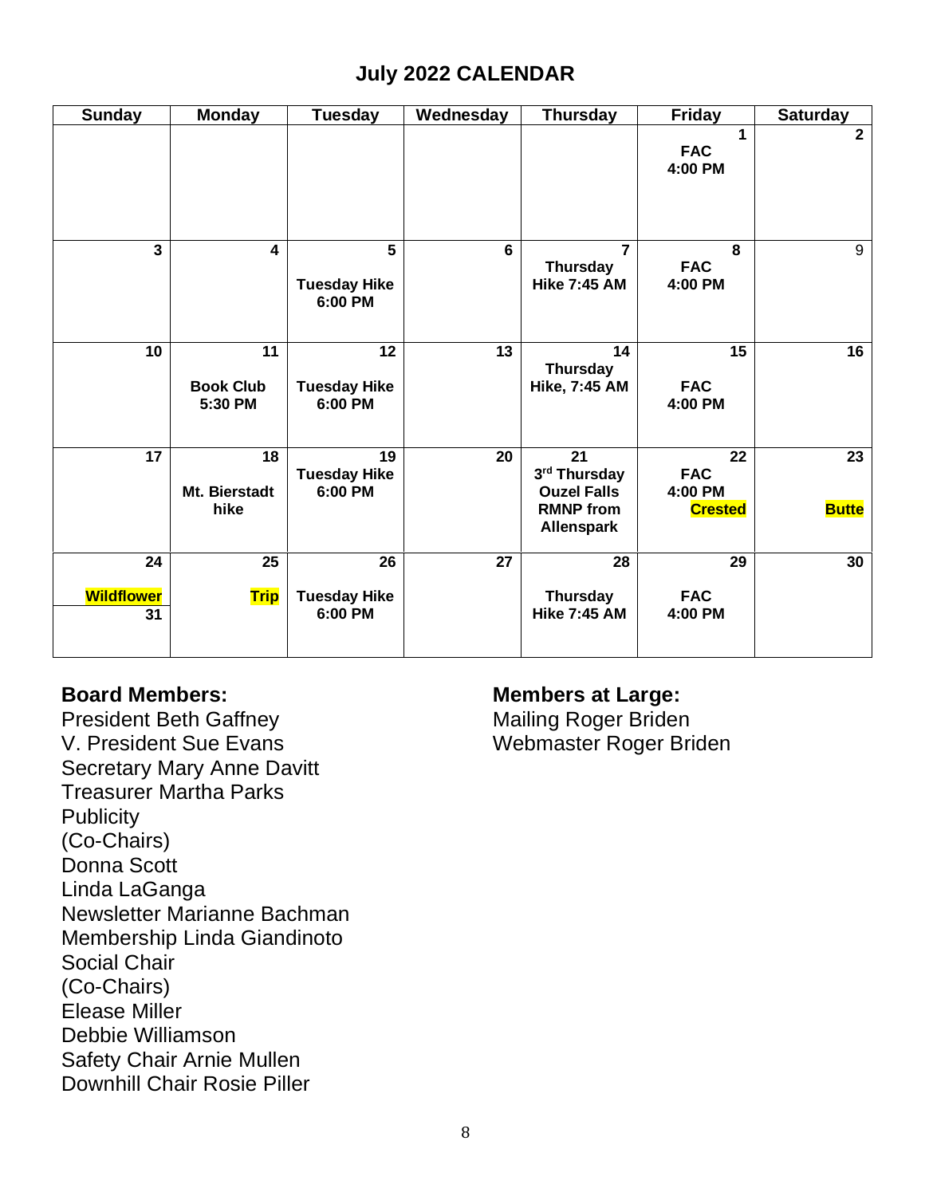## July 2022 CALENDAR

| Sunday | Monday | Tuesday | Wednesday | Thursday | Friday | Saturday |
|---|---|---|---|---|---|---|
| | | | | | 1 **FAC 4:00 PM** | 2 |
| 3 | 4 | 5 **Tuesday Hike 6:00 PM** | 6 | 7 **Thursday Hike 7:45 AM** | 8 **FAC 4:00 PM** | 9 |
| 10 | 11 **Book Club 5:30 PM** | 12 **Tuesday Hike 6:00 PM** | 13 | 14 **Thursday Hike, 7:45 AM** | 15 **FAC 4:00 PM** | 16 |
| 17 | 18 **Mt. Bierstadt hike** | 19 **Tuesday Hike 6:00 PM** | 20 | 21 **3rd Thursday Ouzel Falls RMNP from Allenspark** | 22 **FAC 4:00 PM Crested** | 23 **Butte** |
| 24 **Wildflower** / 31 | 25 **Trip** | 26 **Tuesday Hike 6:00 PM** | 27 | 28 **Thursday Hike 7:45 AM** | 29 **FAC 4:00 PM** | 30 |

### Board Members:

President Beth Gaffney
V. President Sue Evans
Secretary Mary Anne Davitt
Treasurer Martha Parks
Publicity
(Co-Chairs)
Donna Scott
Linda LaGanga
Newsletter Marianne Bachman
Membership Linda Giandinoto
Social Chair
(Co-Chairs)
Elease Miller
Debbie Williamson
Safety Chair Arnie Mullen
Downhill Chair Rosie Piller

### Members at Large:

Mailing Roger Briden
Webmaster Roger Briden